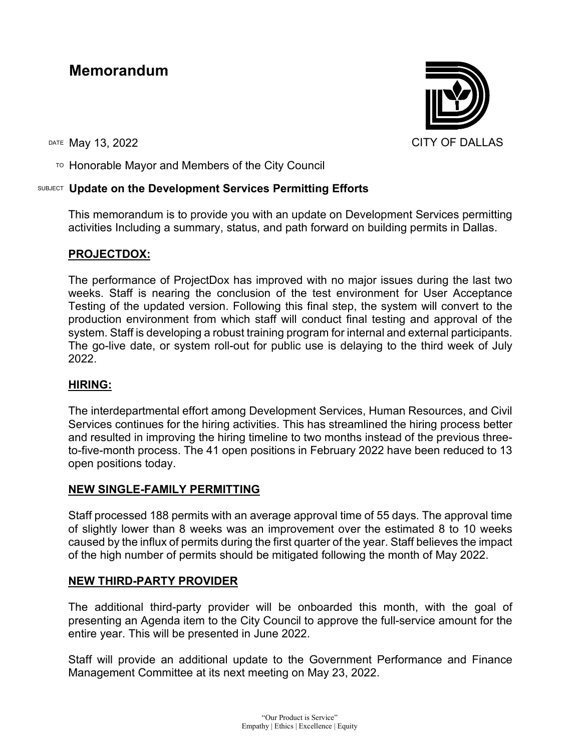# Memorandum

CITY OF DALLAS

DATE May 13, 2022

TO Honorable Mayor and Members of the City Council

SUBJECT **Update on the Development Services Permitting Efforts**

This memorandum is to provide you with an update on Development Services permitting activities Including a summary, status, and path forward on building permits in Dallas.

## PROJECTDOX:

The performance of ProjectDox has improved with no major issues during the last two weeks. Staff is nearing the conclusion of the test environment for User Acceptance Testing of the updated version. Following this final step, the system will convert to the production environment from which staff will conduct final testing and approval of the system. Staff is developing a robust training program for internal and external participants. The go-live date, or system roll-out for public use is delaying to the third week of July 2022.

## HIRING:

The interdepartmental effort among Development Services, Human Resources, and Civil Services continues for the hiring activities. This has streamlined the hiring process better and resulted in improving the hiring timeline to two months instead of the previous three-to-five-month process. The 41 open positions in February 2022 have been reduced to 13 open positions today.

## NEW SINGLE-FAMILY PERMITTING

Staff processed 188 permits with an average approval time of 55 days. The approval time of slightly lower than 8 weeks was an improvement over the estimated 8 to 10 weeks caused by the influx of permits during the first quarter of the year. Staff believes the impact of the high number of permits should be mitigated following the month of May 2022.

## NEW THIRD-PARTY PROVIDER

The additional third-party provider will be onboarded this month, with the goal of presenting an Agenda item to the City Council to approve the full-service amount for the entire year. This will be presented in June 2022.

Staff will provide an additional update to the Government Performance and Finance Management Committee at its next meeting on May 23, 2022.

"Our Product is Service"
Empathy | Ethics | Excellence | Equity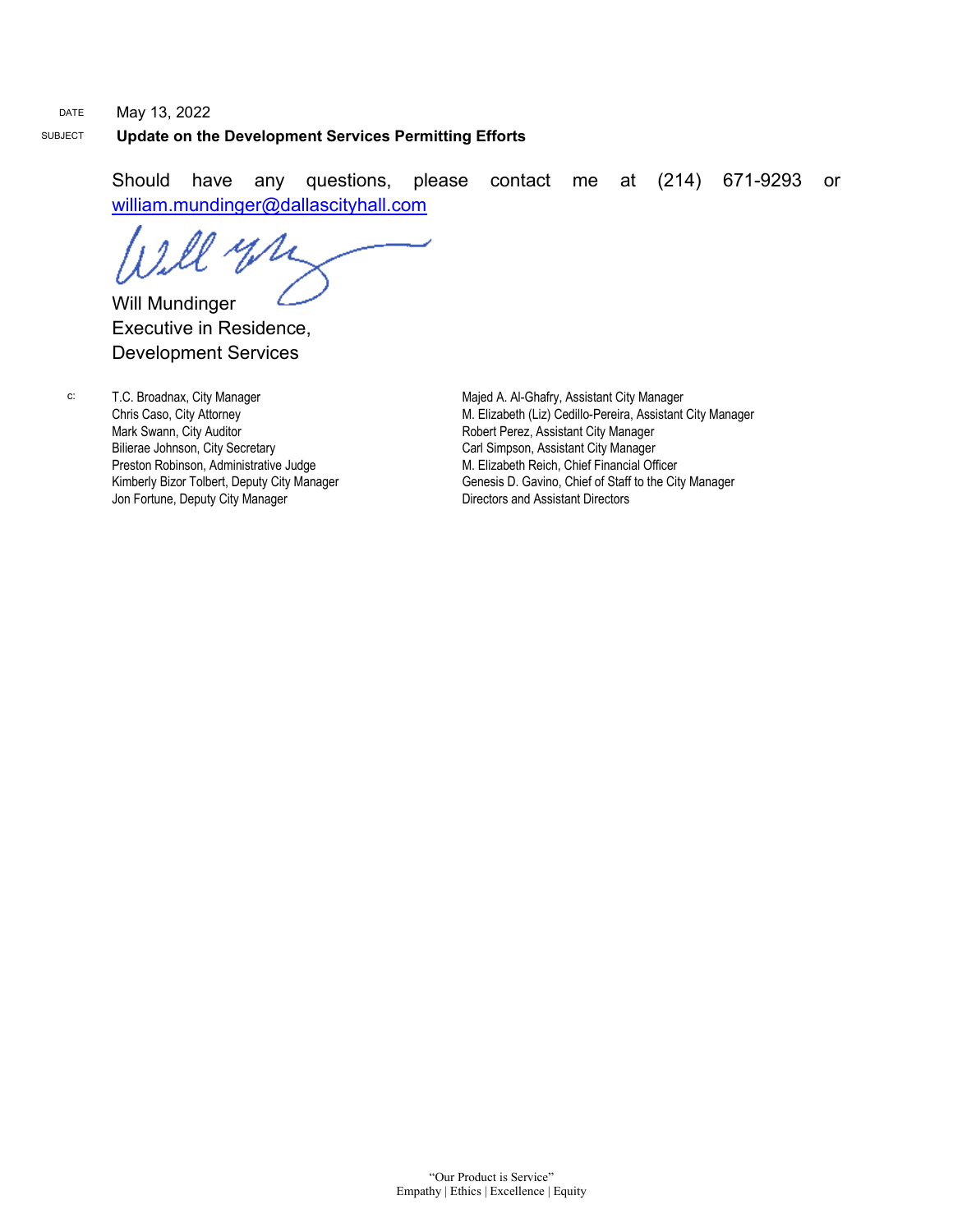DATE May 13, 2022

SUBJECT **Update on the Development Services Permitting Efforts**

Should have any questions, please contact me at (214) 671-9293 or william.mundinger@dallascityhall.com

Will Mundinger
Executive in Residence,
Development Services

c:

T.C. Broadnax, City Manager
Chris Caso, City Attorney
Mark Swann, City Auditor
Bilierae Johnson, City Secretary
Preston Robinson, Administrative Judge
Kimberly Bizor Tolbert, Deputy City Manager
Jon Fortune, Deputy City Manager
Majed A. Al-Ghafry, Assistant City Manager
M. Elizabeth (Liz) Cedillo-Pereira, Assistant City Manager
Robert Perez, Assistant City Manager
Carl Simpson, Assistant City Manager
M. Elizabeth Reich, Chief Financial Officer
Genesis D. Gavino, Chief of Staff to the City Manager
Directors and Assistant Directors

"Our Product is Service"
Empathy | Ethics | Excellence | Equity